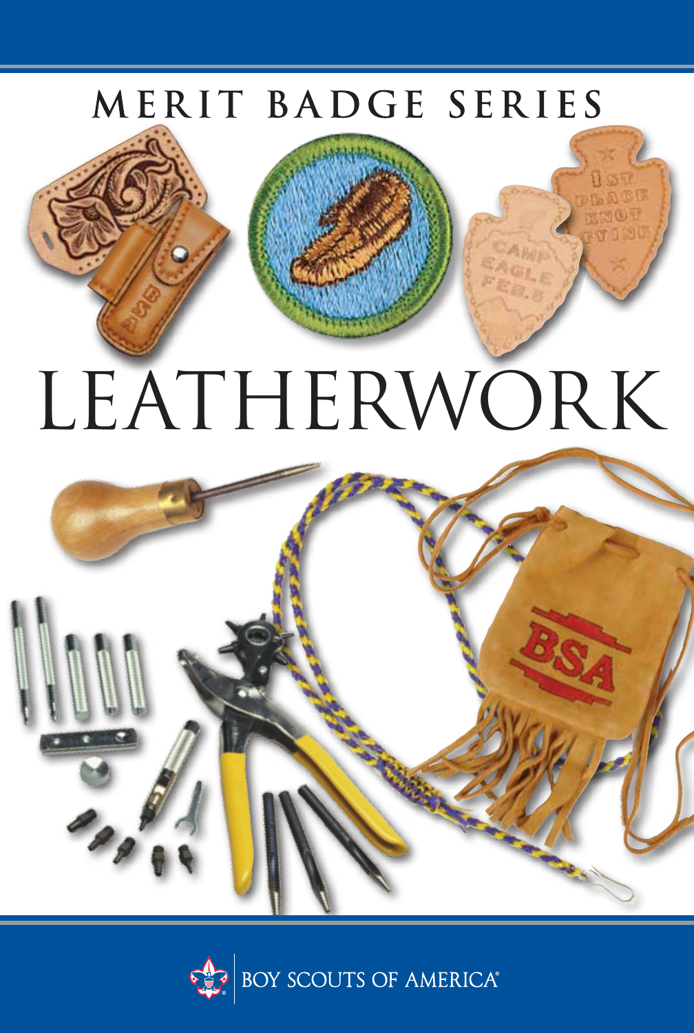MERIT BADGE SERIES

# LEATHERWORK

BOY SCOUTS OF AMERICA®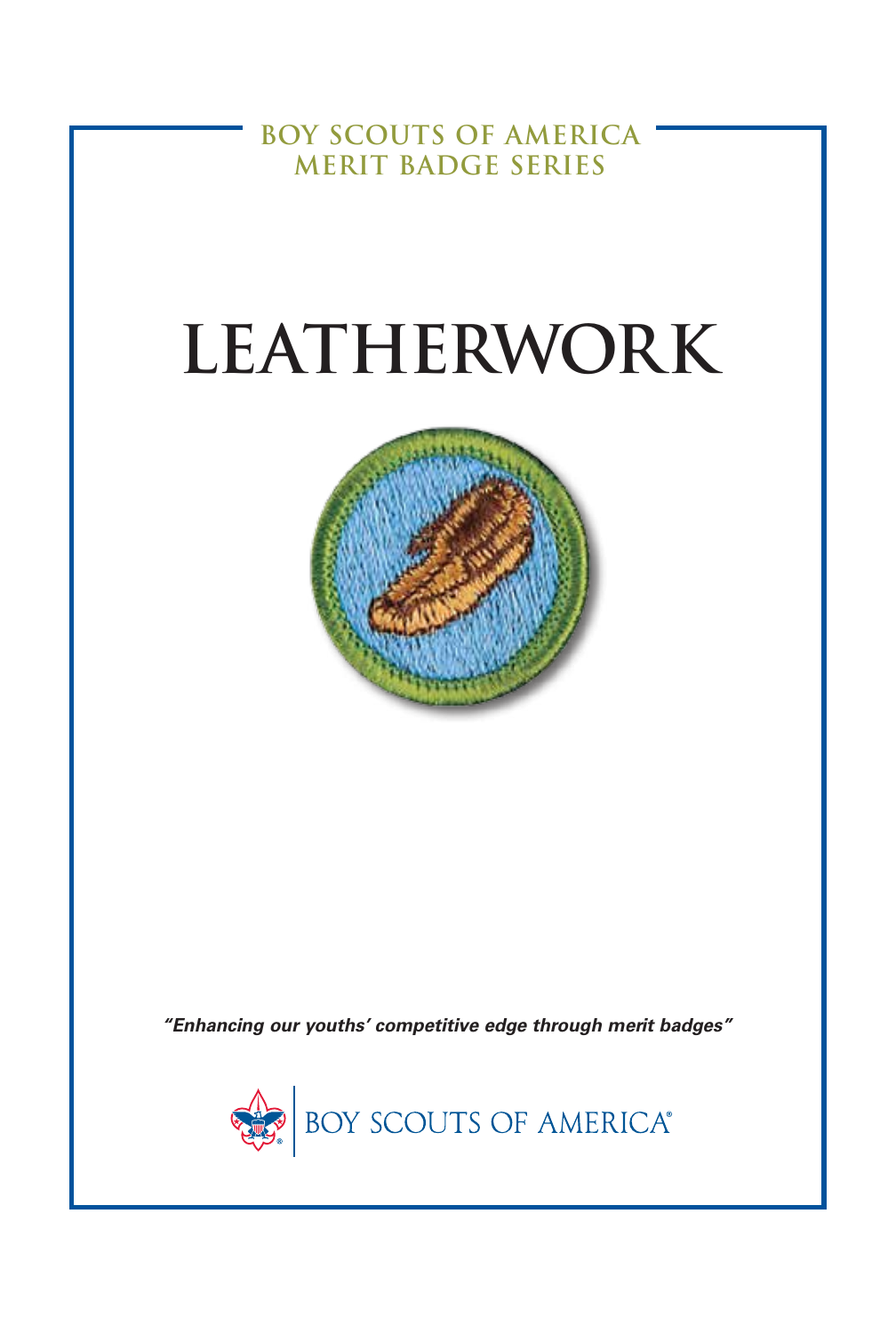BOY SCOUTS OF AMERICA
MERIT BADGE SERIES

# LEATHERWORK

*"Enhancing our youths' competitive edge through merit badges"*

BOY SCOUTS OF AMERICA®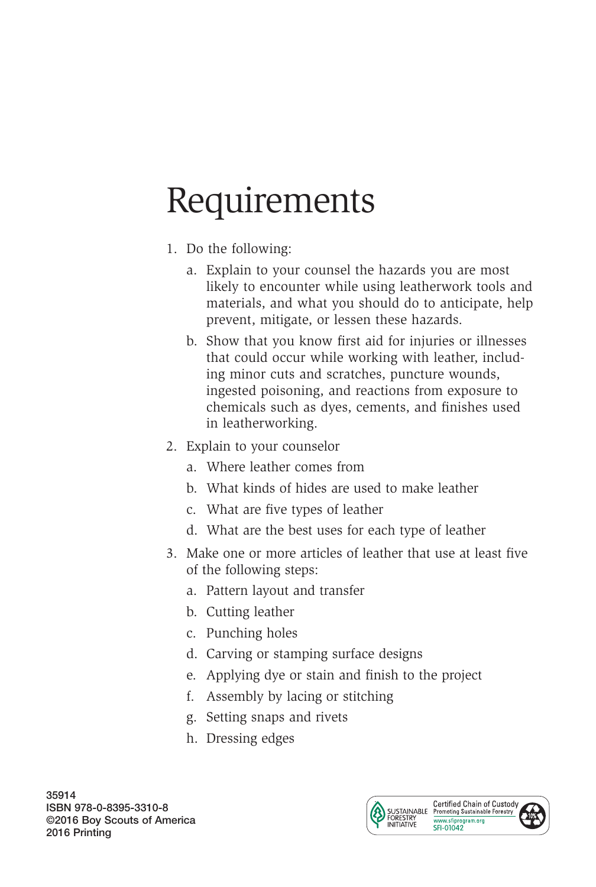# Requirements

1. Do the following:
   a. Explain to your counsel the hazards you are most likely to encounter while using leatherwork tools and materials, and what you should do to anticipate, help prevent, mitigate, or lessen these hazards.
   b. Show that you know first aid for injuries or illnesses that could occur while working with leather, including minor cuts and scratches, puncture wounds, ingested poisoning, and reactions from exposure to chemicals such as dyes, cements, and finishes used in leatherworking.
2. Explain to your counselor
   a. Where leather comes from
   b. What kinds of hides are used to make leather
   c. What are five types of leather
   d. What are the best uses for each type of leather
3. Make one or more articles of leather that use at least five of the following steps:
   a. Pattern layout and transfer
   b. Cutting leather
   c. Punching holes
   d. Carving or stamping surface designs
   e. Applying dye or stain and finish to the project
   f. Assembly by lacing or stitching
   g. Setting snaps and rivets
   h. Dressing edges

35914
ISBN 978-0-8395-3310-8
©2016 Boy Scouts of America
2016 Printing

SUSTAINABLE FORESTRY INITIATIVE Certified Chain of Custody Promoting Sustainable Forestry www.sfiprogram.org SFI-01042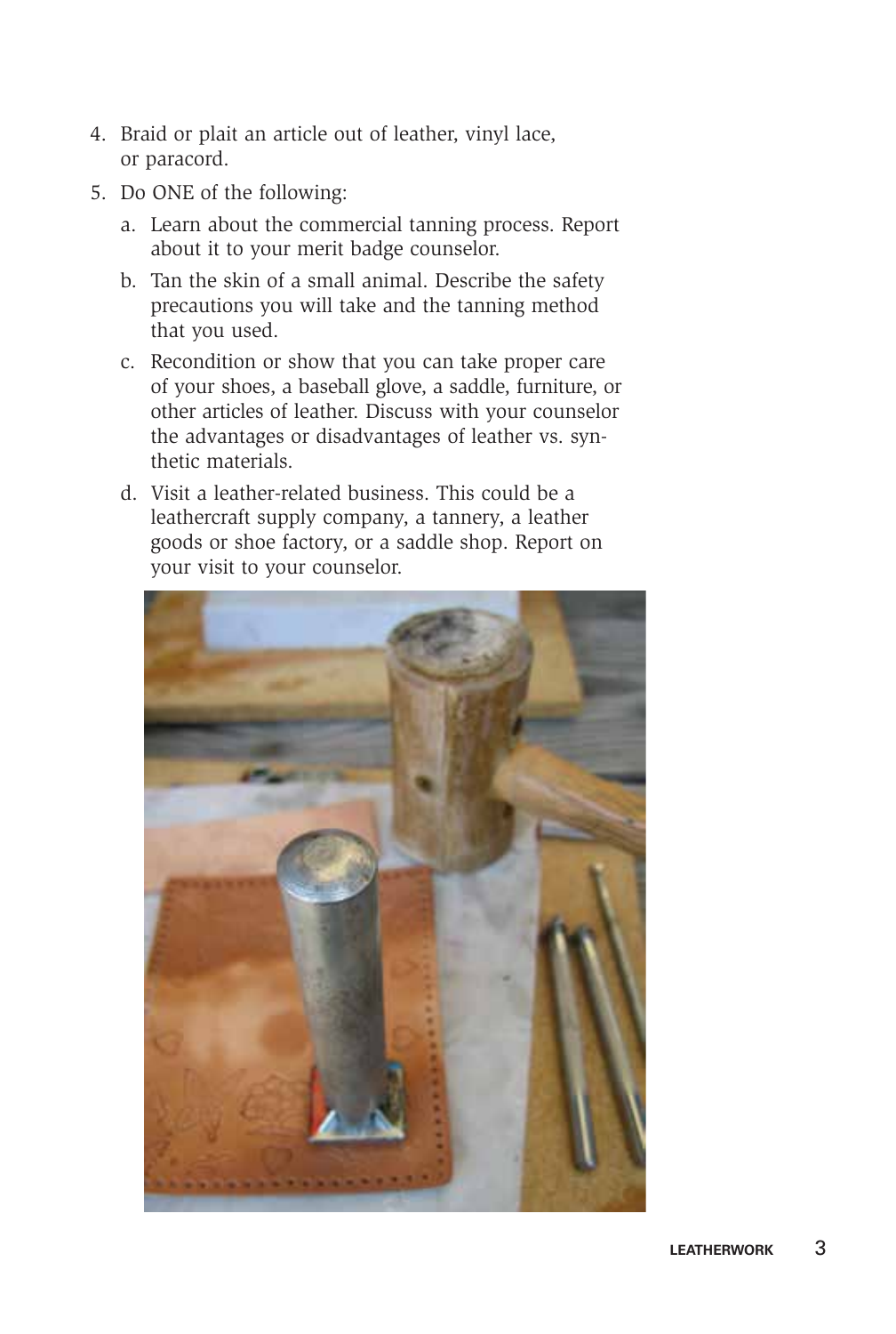4. Braid or plait an article out of leather, vinyl lace, or paracord.
5. Do ONE of the following:
   a. Learn about the commercial tanning process. Report about it to your merit badge counselor.
   b. Tan the skin of a small animal. Describe the safety precautions you will take and the tanning method that you used.
   c. Recondition or show that you can take proper care of your shoes, a baseball glove, a saddle, furniture, or other articles of leather. Discuss with your counselor the advantages or disadvantages of leather vs. synthetic materials.
   d. Visit a leather-related business. This could be a leathercraft supply company, a tannery, a leather goods or shoe factory, or a saddle shop. Report on your visit to your counselor.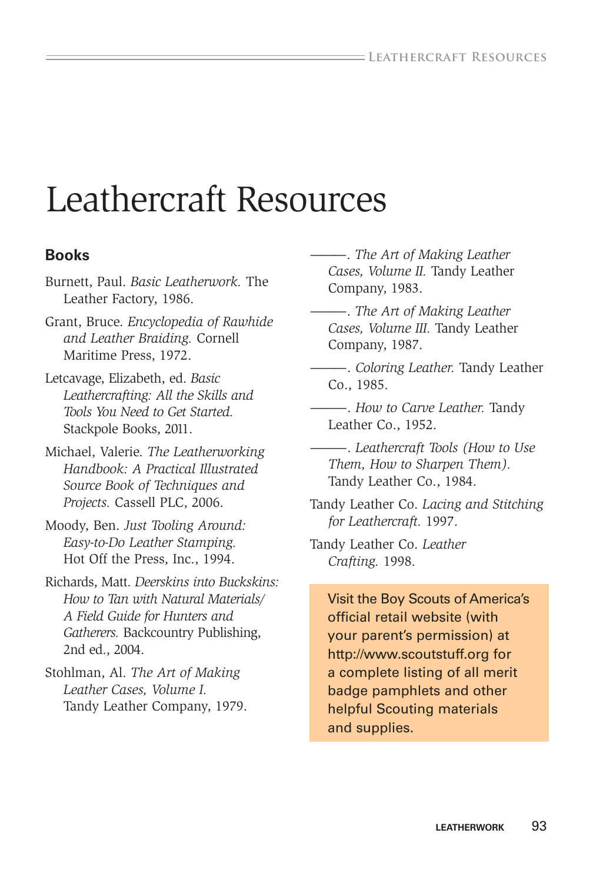# Leathercraft Resources

## Books

Burnett, Paul. *Basic Leatherwork.* The Leather Factory, 1986.

Grant, Bruce. *Encyclopedia of Rawhide and Leather Braiding.* Cornell Maritime Press, 1972.

Letcavage, Elizabeth, ed. *Basic Leathercrafting: All the Skills and Tools You Need to Get Started.* Stackpole Books, 2011.

Michael, Valerie. *The Leatherworking Handbook: A Practical Illustrated Source Book of Techniques and Projects.* Cassell PLC, 2006.

Moody, Ben. *Just Tooling Around: Easy-to-Do Leather Stamping.* Hot Off the Press, Inc., 1994.

Richards, Matt. *Deerskins into Buckskins: How to Tan with Natural Materials/ A Field Guide for Hunters and Gatherers.* Backcountry Publishing, 2nd ed., 2004.

Stohlman, Al. *The Art of Making Leather Cases, Volume I.* Tandy Leather Company, 1979.

———. *The Art of Making Leather Cases, Volume II.* Tandy Leather Company, 1983.

———. *The Art of Making Leather Cases, Volume III.* Tandy Leather Company, 1987.

———. *Coloring Leather.* Tandy Leather Co., 1985.

———. *How to Carve Leather.* Tandy Leather Co., 1952.

———. *Leathercraft Tools (How to Use Them, How to Sharpen Them).* Tandy Leather Co., 1984.

Tandy Leather Co. *Lacing and Stitching for Leathercraft.* 1997.

Tandy Leather Co. *Leather Crafting.* 1998.

Visit the Boy Scouts of America's official retail website (with your parent's permission) at http://www.scoutstuff.org for a complete listing of all merit badge pamphlets and other helpful Scouting materials and supplies.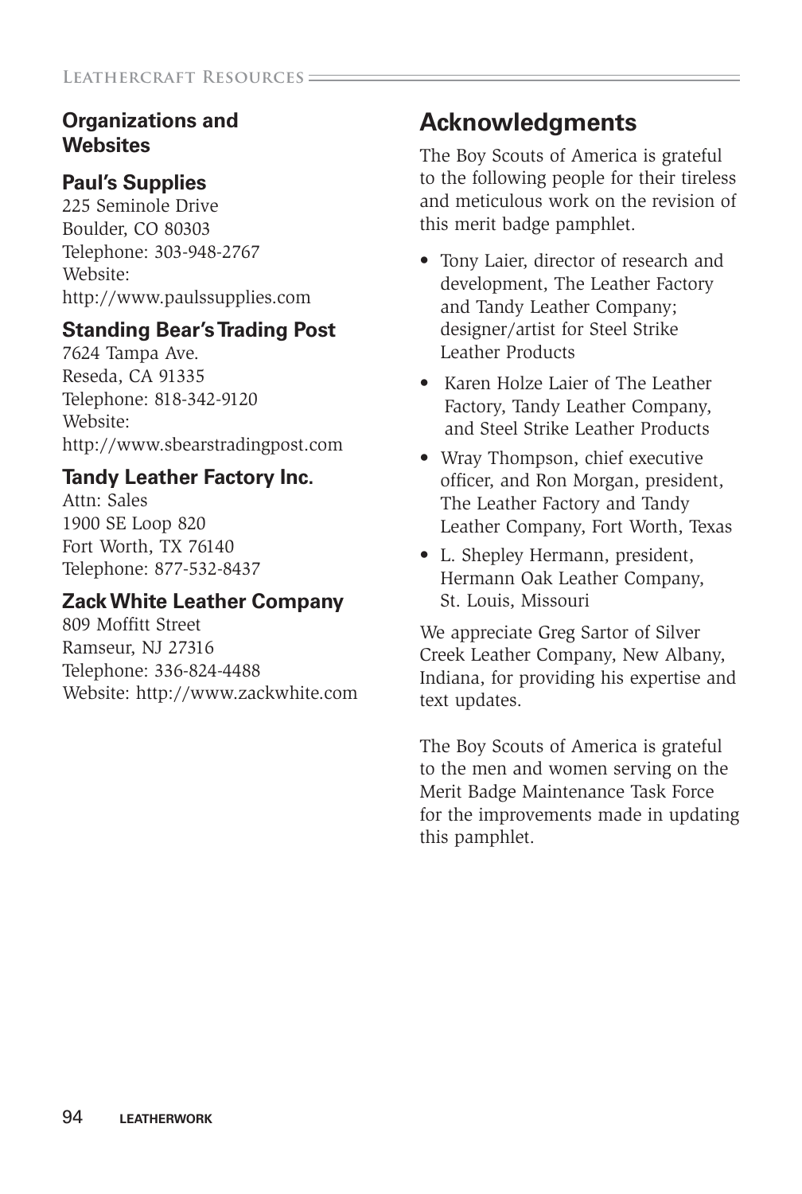## Organizations and Websites

### Paul's Supplies

225 Seminole Drive
Boulder, CO 80303
Telephone: 303-948-2767
Website:
http://www.paulssupplies.com

### Standing Bear's Trading Post

7624 Tampa Ave.
Reseda, CA 91335
Telephone: 818-342-9120
Website:
http://www.sbearstradingpost.com

### Tandy Leather Factory Inc.

Attn: Sales
1900 SE Loop 820
Fort Worth, TX 76140
Telephone: 877-532-8437

### Zack White Leather Company

809 Moffitt Street
Ramseur, NJ 27316
Telephone: 336-824-4488
Website: http://www.zackwhite.com

## Acknowledgments

The Boy Scouts of America is grateful to the following people for their tireless and meticulous work on the revision of this merit badge pamphlet.

- Tony Laier, director of research and development, The Leather Factory and Tandy Leather Company; designer/artist for Steel Strike Leather Products
- Karen Holze Laier of The Leather Factory, Tandy Leather Company, and Steel Strike Leather Products
- Wray Thompson, chief executive officer, and Ron Morgan, president, The Leather Factory and Tandy Leather Company, Fort Worth, Texas
- L. Shepley Hermann, president, Hermann Oak Leather Company, St. Louis, Missouri

We appreciate Greg Sartor of Silver Creek Leather Company, New Albany, Indiana, for providing his expertise and text updates.

The Boy Scouts of America is grateful to the men and women serving on the Merit Badge Maintenance Task Force for the improvements made in updating this pamphlet.